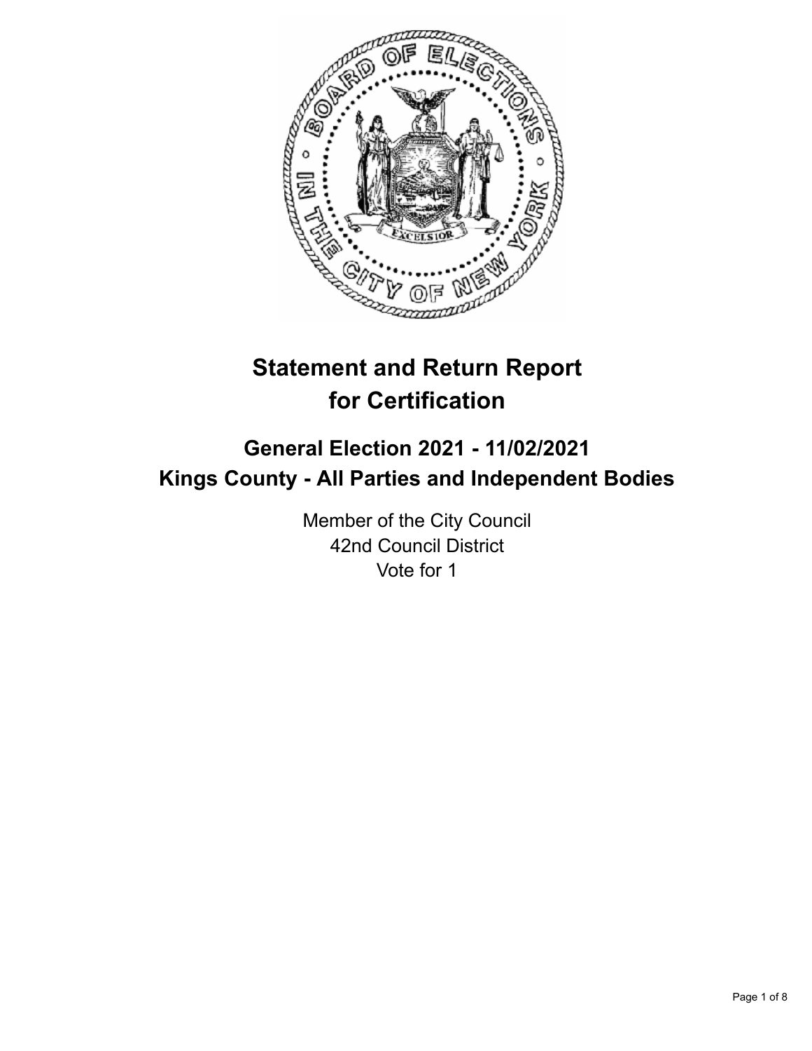# Statement and Return Report for Certification

## General Election 2021 - 11/02/2021
## Kings County - All Parties and Independent Bodies

Member of the City Council
42nd Council District
Vote for 1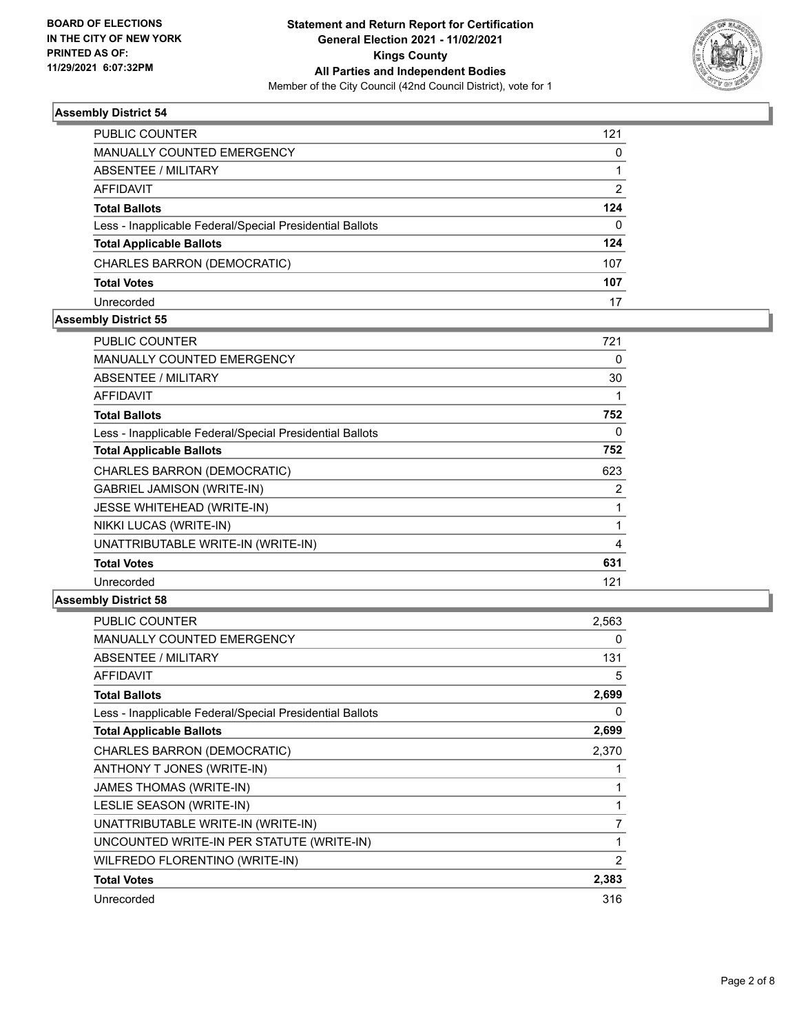## Assembly District 54

| | |
|---|---|
| PUBLIC COUNTER | 121 |
| MANUALLY COUNTED EMERGENCY | 0 |
| ABSENTEE / MILITARY | 1 |
| AFFIDAVIT | 2 |
| **Total Ballots** | **124** |
| Less - Inapplicable Federal/Special Presidential Ballots | 0 |
| **Total Applicable Ballots** | **124** |
| CHARLES BARRON (DEMOCRATIC) | 107 |
| **Total Votes** | **107** |
| Unrecorded | 17 |

## Assembly District 55

| | |
|---|---|
| PUBLIC COUNTER | 721 |
| MANUALLY COUNTED EMERGENCY | 0 |
| ABSENTEE / MILITARY | 30 |
| AFFIDAVIT | 1 |
| **Total Ballots** | **752** |
| Less - Inapplicable Federal/Special Presidential Ballots | 0 |
| **Total Applicable Ballots** | **752** |
| CHARLES BARRON (DEMOCRATIC) | 623 |
| GABRIEL JAMISON (WRITE-IN) | 2 |
| JESSE WHITEHEAD (WRITE-IN) | 1 |
| NIKKI LUCAS (WRITE-IN) | 1 |
| UNATTRIBUTABLE WRITE-IN (WRITE-IN) | 4 |
| **Total Votes** | **631** |
| Unrecorded | 121 |

## Assembly District 58

| | |
|---|---|
| PUBLIC COUNTER | 2,563 |
| MANUALLY COUNTED EMERGENCY | 0 |
| ABSENTEE / MILITARY | 131 |
| AFFIDAVIT | 5 |
| **Total Ballots** | **2,699** |
| Less - Inapplicable Federal/Special Presidential Ballots | 0 |
| **Total Applicable Ballots** | **2,699** |
| CHARLES BARRON (DEMOCRATIC) | 2,370 |
| ANTHONY T JONES (WRITE-IN) | 1 |
| JAMES THOMAS (WRITE-IN) | 1 |
| LESLIE SEASON (WRITE-IN) | 1 |
| UNATTRIBUTABLE WRITE-IN (WRITE-IN) | 7 |
| UNCOUNTED WRITE-IN PER STATUTE (WRITE-IN) | 1 |
| WILFREDO FLORENTINO (WRITE-IN) | 2 |
| **Total Votes** | **2,383** |
| Unrecorded | 316 |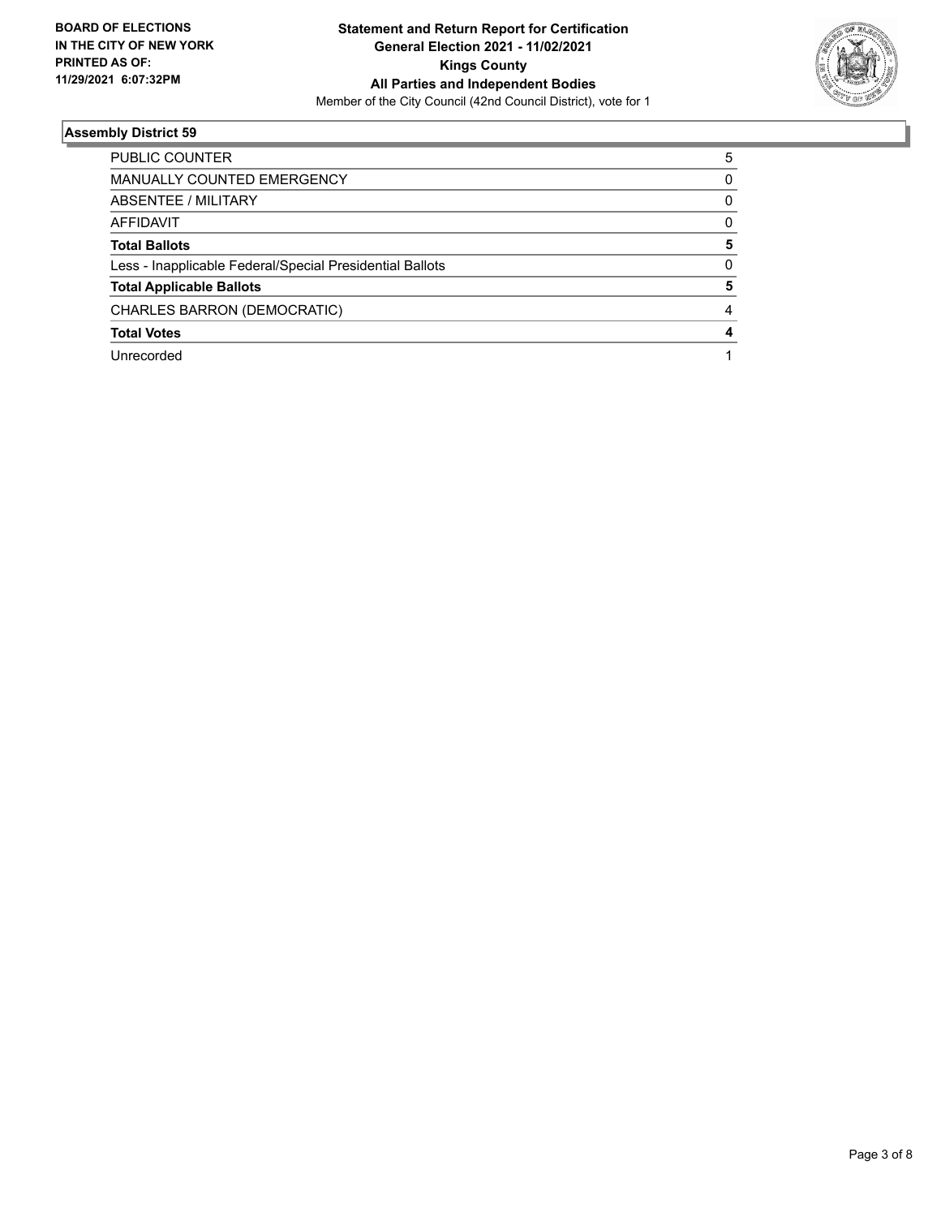**BOARD OF ELECTIONS IN THE CITY OF NEW YORK PRINTED AS OF: 11/29/2021 6:07:32PM**

**Statement and Return Report for Certification General Election 2021 - 11/02/2021 Kings County All Parties and Independent Bodies**

Member of the City Council (42nd Council District), vote for 1

## Assembly District 59

| | |
|---|---|
| PUBLIC COUNTER | 5 |
| MANUALLY COUNTED EMERGENCY | 0 |
| ABSENTEE / MILITARY | 0 |
| AFFIDAVIT | 0 |
| **Total Ballots** | **5** |
| Less - Inapplicable Federal/Special Presidential Ballots | 0 |
| **Total Applicable Ballots** | **5** |
| CHARLES BARRON (DEMOCRATIC) | 4 |
| **Total Votes** | **4** |
| Unrecorded | 1 |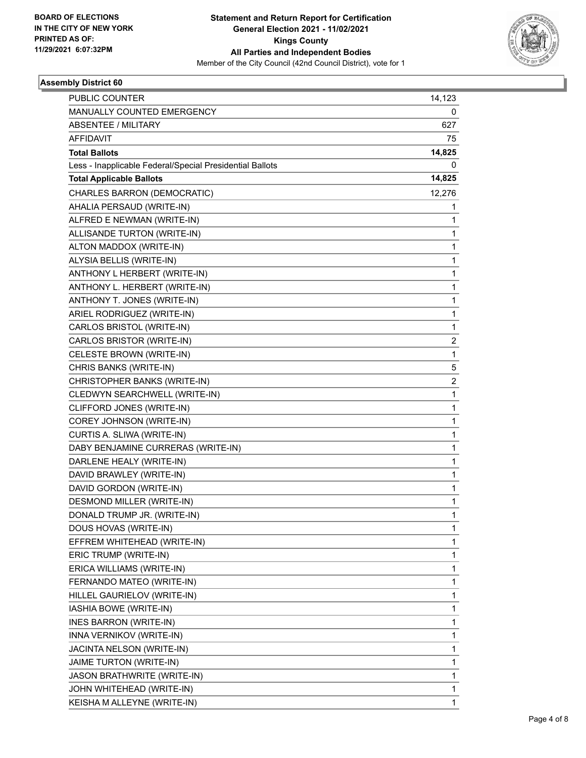BOARD OF ELECTIONS
IN THE CITY OF NEW YORK
PRINTED AS OF:
11/29/2021 6:07:32PM

**Statement and Return Report for Certification**
**General Election 2021 - 11/02/2021**
**Kings County**
**All Parties and Independent Bodies**
Member of the City Council (42nd Council District), vote for 1

## Assembly District 60

| | |
|---|---|
| PUBLIC COUNTER | 14,123 |
| MANUALLY COUNTED EMERGENCY | 0 |
| ABSENTEE / MILITARY | 627 |
| AFFIDAVIT | 75 |
| **Total Ballots** | **14,825** |
| Less - Inapplicable Federal/Special Presidential Ballots | 0 |
| **Total Applicable Ballots** | **14,825** |
| CHARLES BARRON (DEMOCRATIC) | 12,276 |
| AHALIA PERSAUD (WRITE-IN) | 1 |
| ALFRED E NEWMAN (WRITE-IN) | 1 |
| ALLISANDE TURTON (WRITE-IN) | 1 |
| ALTON MADDOX (WRITE-IN) | 1 |
| ALYSIA BELLIS (WRITE-IN) | 1 |
| ANTHONY L HERBERT (WRITE-IN) | 1 |
| ANTHONY L. HERBERT (WRITE-IN) | 1 |
| ANTHONY T. JONES (WRITE-IN) | 1 |
| ARIEL RODRIGUEZ (WRITE-IN) | 1 |
| CARLOS BRISTOL (WRITE-IN) | 1 |
| CARLOS BRISTOR (WRITE-IN) | 2 |
| CELESTE BROWN (WRITE-IN) | 1 |
| CHRIS BANKS (WRITE-IN) | 5 |
| CHRISTOPHER BANKS (WRITE-IN) | 2 |
| CLEDWYN SEARCHWELL (WRITE-IN) | 1 |
| CLIFFORD JONES (WRITE-IN) | 1 |
| COREY JOHNSON (WRITE-IN) | 1 |
| CURTIS A. SLIWA (WRITE-IN) | 1 |
| DABY BENJAMINE CURRERAS (WRITE-IN) | 1 |
| DARLENE HEALY (WRITE-IN) | 1 |
| DAVID BRAWLEY (WRITE-IN) | 1 |
| DAVID GORDON (WRITE-IN) | 1 |
| DESMOND MILLER (WRITE-IN) | 1 |
| DONALD TRUMP JR. (WRITE-IN) | 1 |
| DOUS HOVAS (WRITE-IN) | 1 |
| EFFREM WHITEHEAD (WRITE-IN) | 1 |
| ERIC TRUMP (WRITE-IN) | 1 |
| ERICA WILLIAMS (WRITE-IN) | 1 |
| FERNANDO MATEO (WRITE-IN) | 1 |
| HILLEL GAURIELOV (WRITE-IN) | 1 |
| IASHIA BOWE (WRITE-IN) | 1 |
| INES BARRON (WRITE-IN) | 1 |
| INNA VERNIKOV (WRITE-IN) | 1 |
| JACINTA NELSON (WRITE-IN) | 1 |
| JAIME TURTON (WRITE-IN) | 1 |
| JASON BRATHWRITE (WRITE-IN) | 1 |
| JOHN WHITEHEAD (WRITE-IN) | 1 |
| KEISHA M ALLEYNE (WRITE-IN) | 1 |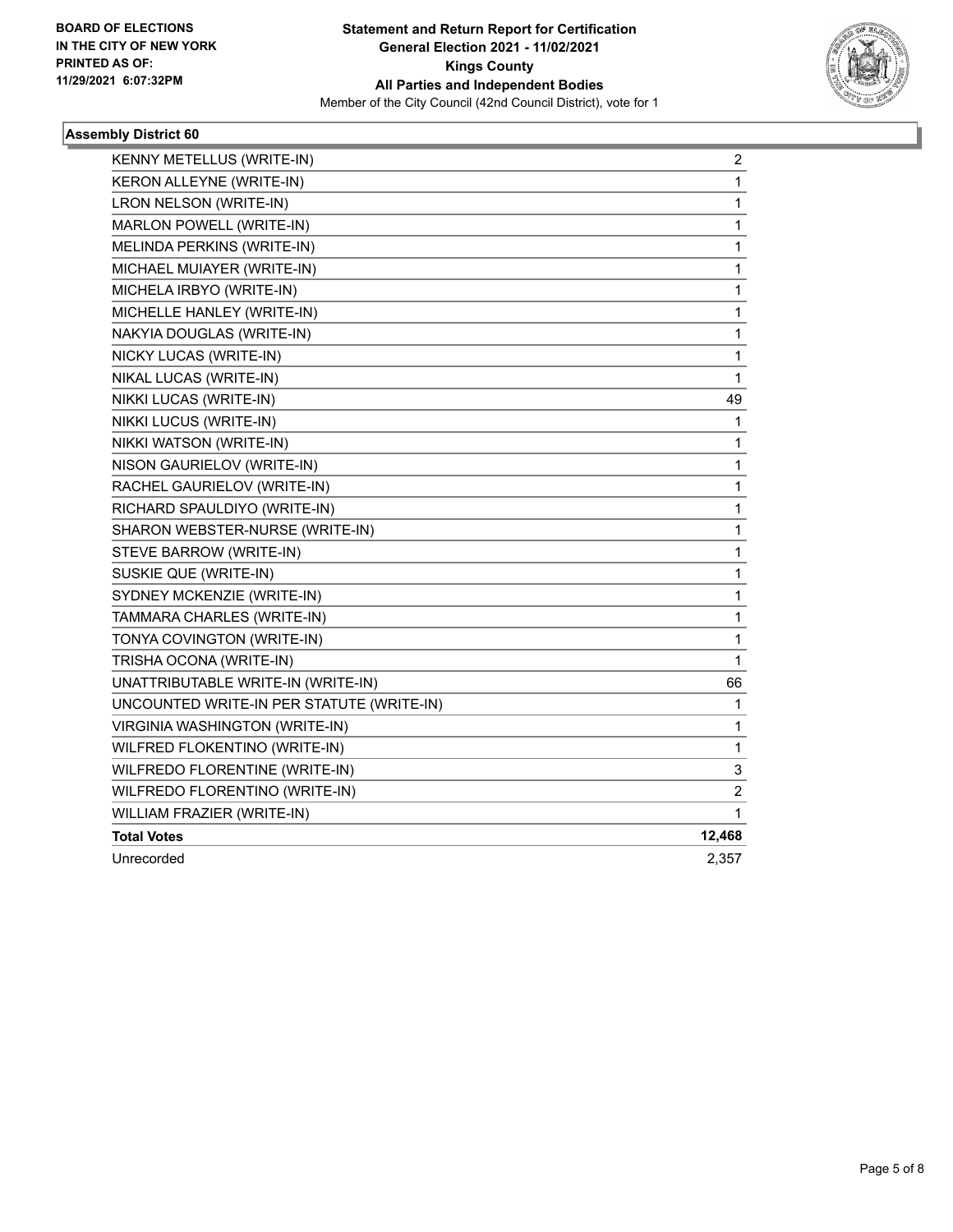**BOARD OF ELECTIONS IN THE CITY OF NEW YORK PRINTED AS OF: 11/29/2021 6:07:32PM**

**Statement and Return Report for Certification General Election 2021 - 11/02/2021 Kings County All Parties and Independent Bodies**

Member of the City Council (42nd Council District), vote for 1

## Assembly District 60

| | |
|---|---|
| KENNY METELLUS (WRITE-IN) | 2 |
| KERON ALLEYNE (WRITE-IN) | 1 |
| LRON NELSON (WRITE-IN) | 1 |
| MARLON POWELL (WRITE-IN) | 1 |
| MELINDA PERKINS (WRITE-IN) | 1 |
| MICHAEL MUIAYER (WRITE-IN) | 1 |
| MICHELA IRBYO (WRITE-IN) | 1 |
| MICHELLE HANLEY (WRITE-IN) | 1 |
| NAKYIA DOUGLAS (WRITE-IN) | 1 |
| NICKY LUCAS (WRITE-IN) | 1 |
| NIKAL LUCAS (WRITE-IN) | 1 |
| NIKKI LUCAS (WRITE-IN) | 49 |
| NIKKI LUCUS (WRITE-IN) | 1 |
| NIKKI WATSON (WRITE-IN) | 1 |
| NISON GAURIELOV (WRITE-IN) | 1 |
| RACHEL GAURIELOV (WRITE-IN) | 1 |
| RICHARD SPAULDIYO (WRITE-IN) | 1 |
| SHARON WEBSTER-NURSE (WRITE-IN) | 1 |
| STEVE BARROW (WRITE-IN) | 1 |
| SUSKIE QUE (WRITE-IN) | 1 |
| SYDNEY MCKENZIE (WRITE-IN) | 1 |
| TAMMARA CHARLES (WRITE-IN) | 1 |
| TONYA COVINGTON (WRITE-IN) | 1 |
| TRISHA OCONA (WRITE-IN) | 1 |
| UNATTRIBUTABLE WRITE-IN (WRITE-IN) | 66 |
| UNCOUNTED WRITE-IN PER STATUTE (WRITE-IN) | 1 |
| VIRGINIA WASHINGTON (WRITE-IN) | 1 |
| WILFRED FLOKENTINO (WRITE-IN) | 1 |
| WILFREDO FLORENTINE (WRITE-IN) | 3 |
| WILFREDO FLORENTINO (WRITE-IN) | 2 |
| WILLIAM FRAZIER (WRITE-IN) | 1 |
| **Total Votes** | **12,468** |
| Unrecorded | 2,357 |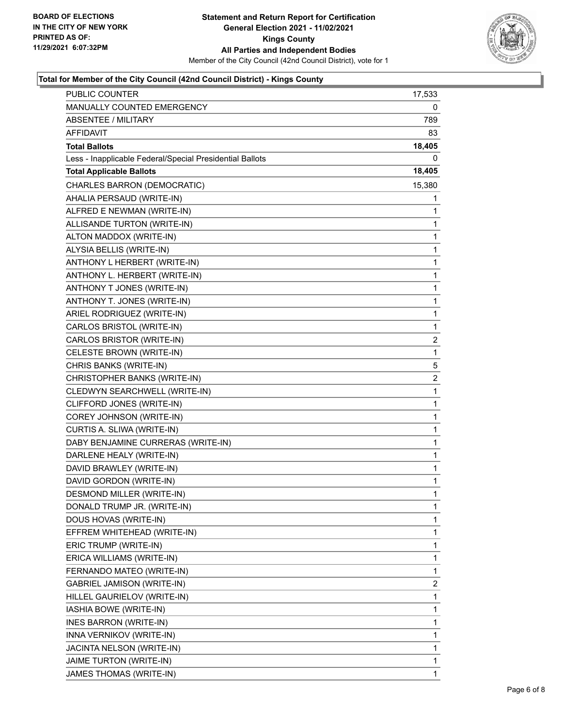**BOARD OF ELECTIONS IN THE CITY OF NEW YORK PRINTED AS OF: 11/29/2021 6:07:32PM**

# Statement and Return Report for Certification General Election 2021 - 11/02/2021 Kings County All Parties and Independent Bodies

Member of the City Council (42nd Council District), vote for 1

## Total for Member of the City Council (42nd Council District) - Kings County

| | |
|---|---|
| PUBLIC COUNTER | 17,533 |
| MANUALLY COUNTED EMERGENCY | 0 |
| ABSENTEE / MILITARY | 789 |
| AFFIDAVIT | 83 |
| **Total Ballots** | **18,405** |
| Less - Inapplicable Federal/Special Presidential Ballots | 0 |
| **Total Applicable Ballots** | **18,405** |
| CHARLES BARRON (DEMOCRATIC) | 15,380 |
| AHALIA PERSAUD (WRITE-IN) | 1 |
| ALFRED E NEWMAN (WRITE-IN) | 1 |
| ALLISANDE TURTON (WRITE-IN) | 1 |
| ALTON MADDOX (WRITE-IN) | 1 |
| ALYSIA BELLIS (WRITE-IN) | 1 |
| ANTHONY L HERBERT (WRITE-IN) | 1 |
| ANTHONY L. HERBERT (WRITE-IN) | 1 |
| ANTHONY T JONES (WRITE-IN) | 1 |
| ANTHONY T. JONES (WRITE-IN) | 1 |
| ARIEL RODRIGUEZ (WRITE-IN) | 1 |
| CARLOS BRISTOL (WRITE-IN) | 1 |
| CARLOS BRISTOR (WRITE-IN) | 2 |
| CELESTE BROWN (WRITE-IN) | 1 |
| CHRIS BANKS (WRITE-IN) | 5 |
| CHRISTOPHER BANKS (WRITE-IN) | 2 |
| CLEDWYN SEARCHWELL (WRITE-IN) | 1 |
| CLIFFORD JONES (WRITE-IN) | 1 |
| COREY JOHNSON (WRITE-IN) | 1 |
| CURTIS A. SLIWA (WRITE-IN) | 1 |
| DABY BENJAMINE CURRERAS (WRITE-IN) | 1 |
| DARLENE HEALY (WRITE-IN) | 1 |
| DAVID BRAWLEY (WRITE-IN) | 1 |
| DAVID GORDON (WRITE-IN) | 1 |
| DESMOND MILLER (WRITE-IN) | 1 |
| DONALD TRUMP JR. (WRITE-IN) | 1 |
| DOUS HOVAS (WRITE-IN) | 1 |
| EFFREM WHITEHEAD (WRITE-IN) | 1 |
| ERIC TRUMP (WRITE-IN) | 1 |
| ERICA WILLIAMS (WRITE-IN) | 1 |
| FERNANDO MATEO (WRITE-IN) | 1 |
| GABRIEL JAMISON (WRITE-IN) | 2 |
| HILLEL GAURIELOV (WRITE-IN) | 1 |
| IASHIA BOWE (WRITE-IN) | 1 |
| INES BARRON (WRITE-IN) | 1 |
| INNA VERNIKOV (WRITE-IN) | 1 |
| JACINTA NELSON (WRITE-IN) | 1 |
| JAIME TURTON (WRITE-IN) | 1 |
| JAMES THOMAS (WRITE-IN) | 1 |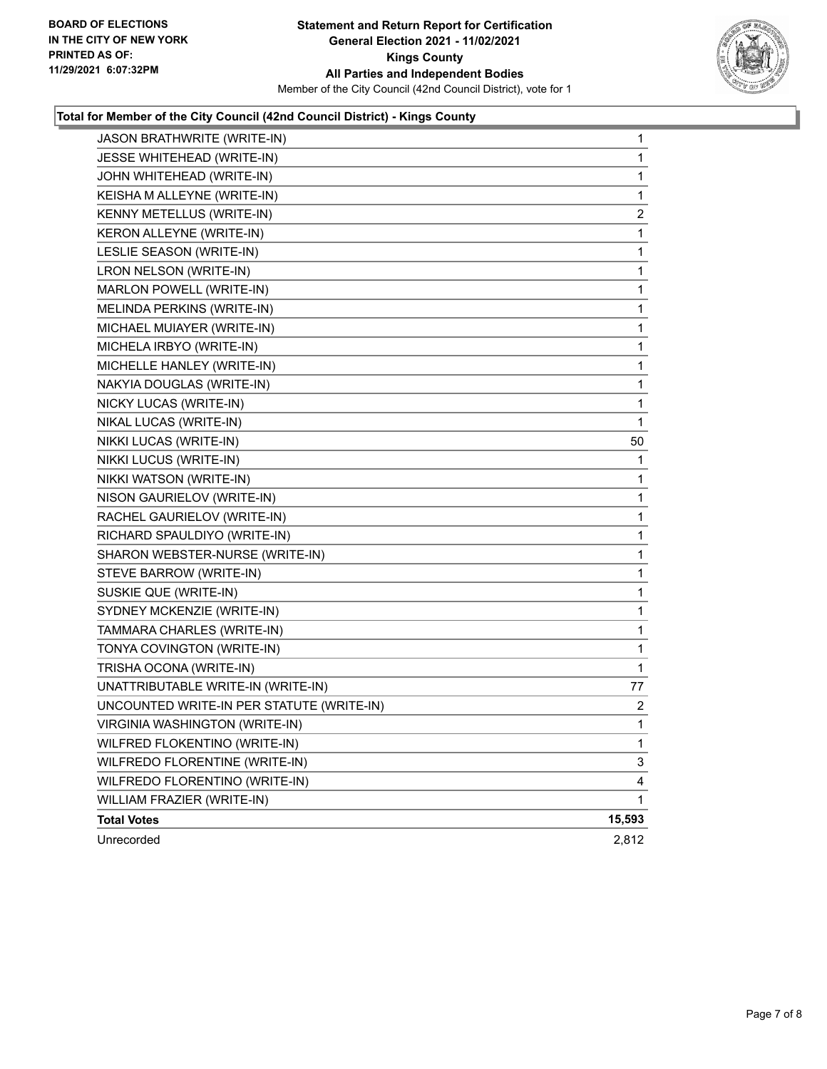**BOARD OF ELECTIONS IN THE CITY OF NEW YORK PRINTED AS OF: 11/29/2021 6:07:32PM**

**Statement and Return Report for Certification**
**General Election 2021 - 11/02/2021**
**Kings County**
**All Parties and Independent Bodies**
Member of the City Council (42nd Council District), vote for 1

### Total for Member of the City Council (42nd Council District) - Kings County

| | |
|---|---|
| JASON BRATHWRITE (WRITE-IN) | 1 |
| JESSE WHITEHEAD (WRITE-IN) | 1 |
| JOHN WHITEHEAD (WRITE-IN) | 1 |
| KEISHA M ALLEYNE (WRITE-IN) | 1 |
| KENNY METELLUS (WRITE-IN) | 2 |
| KERON ALLEYNE (WRITE-IN) | 1 |
| LESLIE SEASON (WRITE-IN) | 1 |
| LRON NELSON (WRITE-IN) | 1 |
| MARLON POWELL (WRITE-IN) | 1 |
| MELINDA PERKINS (WRITE-IN) | 1 |
| MICHAEL MUIAYER (WRITE-IN) | 1 |
| MICHELA IRBYO (WRITE-IN) | 1 |
| MICHELLE HANLEY (WRITE-IN) | 1 |
| NAKYIA DOUGLAS (WRITE-IN) | 1 |
| NICKY LUCAS (WRITE-IN) | 1 |
| NIKAL LUCAS (WRITE-IN) | 1 |
| NIKKI LUCAS (WRITE-IN) | 50 |
| NIKKI LUCUS (WRITE-IN) | 1 |
| NIKKI WATSON (WRITE-IN) | 1 |
| NISON GAURIELOV (WRITE-IN) | 1 |
| RACHEL GAURIELOV (WRITE-IN) | 1 |
| RICHARD SPAULDIYO (WRITE-IN) | 1 |
| SHARON WEBSTER-NURSE (WRITE-IN) | 1 |
| STEVE BARROW (WRITE-IN) | 1 |
| SUSKIE QUE (WRITE-IN) | 1 |
| SYDNEY MCKENZIE (WRITE-IN) | 1 |
| TAMMARA CHARLES (WRITE-IN) | 1 |
| TONYA COVINGTON (WRITE-IN) | 1 |
| TRISHA OCONA (WRITE-IN) | 1 |
| UNATTRIBUTABLE WRITE-IN (WRITE-IN) | 77 |
| UNCOUNTED WRITE-IN PER STATUTE (WRITE-IN) | 2 |
| VIRGINIA WASHINGTON (WRITE-IN) | 1 |
| WILFRED FLOKENTINO (WRITE-IN) | 1 |
| WILFREDO FLORENTINE (WRITE-IN) | 3 |
| WILFREDO FLORENTINO (WRITE-IN) | 4 |
| WILLIAM FRAZIER (WRITE-IN) | 1 |
| **Total Votes** | **15,593** |
| Unrecorded | 2,812 |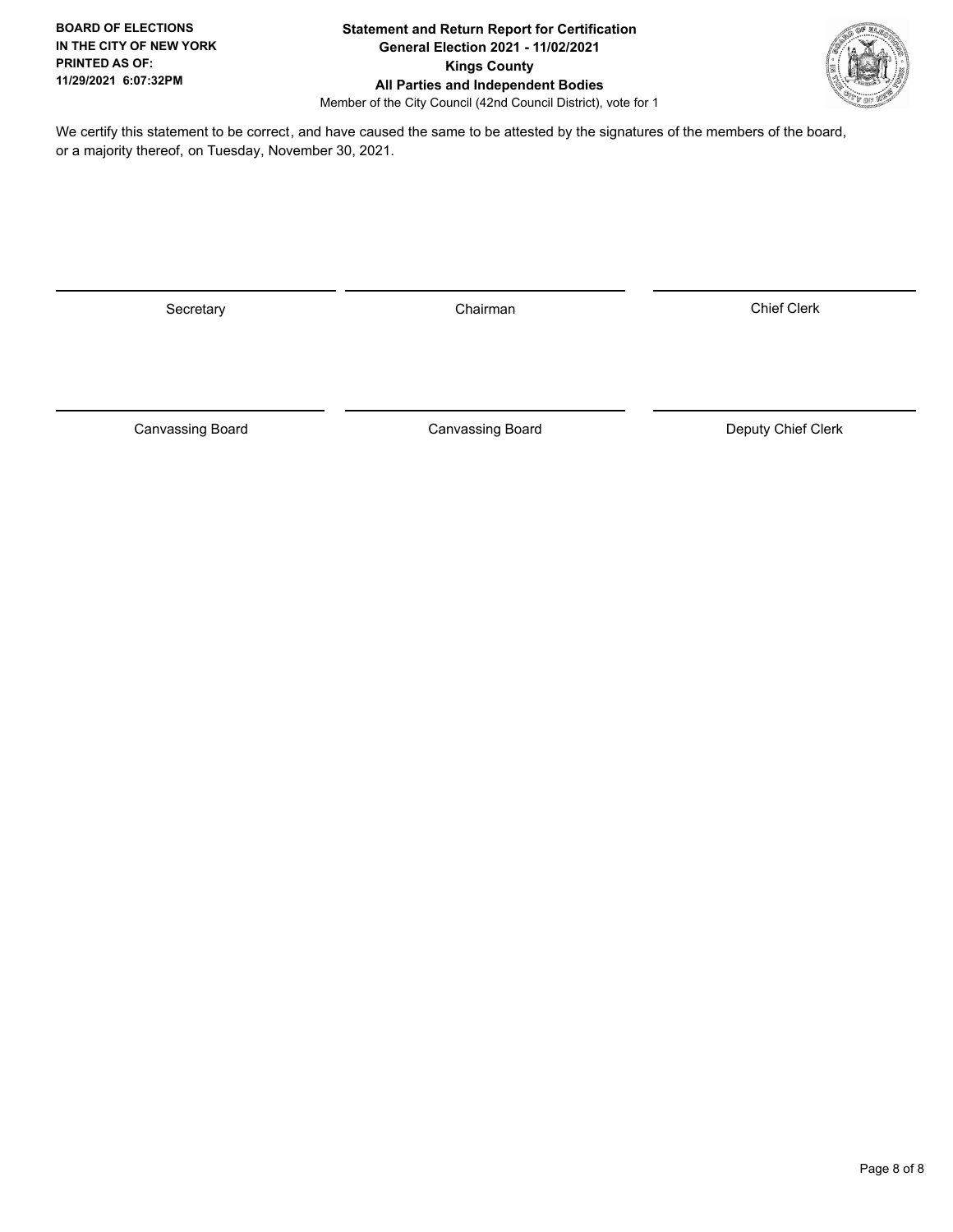We certify this statement to be correct, and have caused the same to be attested by the signatures of the members of the board, or a majority thereof, on Tuesday, November 30, 2021.

| | | |
|---|---|---|
| Secretary | Chairman | Chief Clerk |
| Canvassing Board | Canvassing Board | Deputy Chief Clerk |